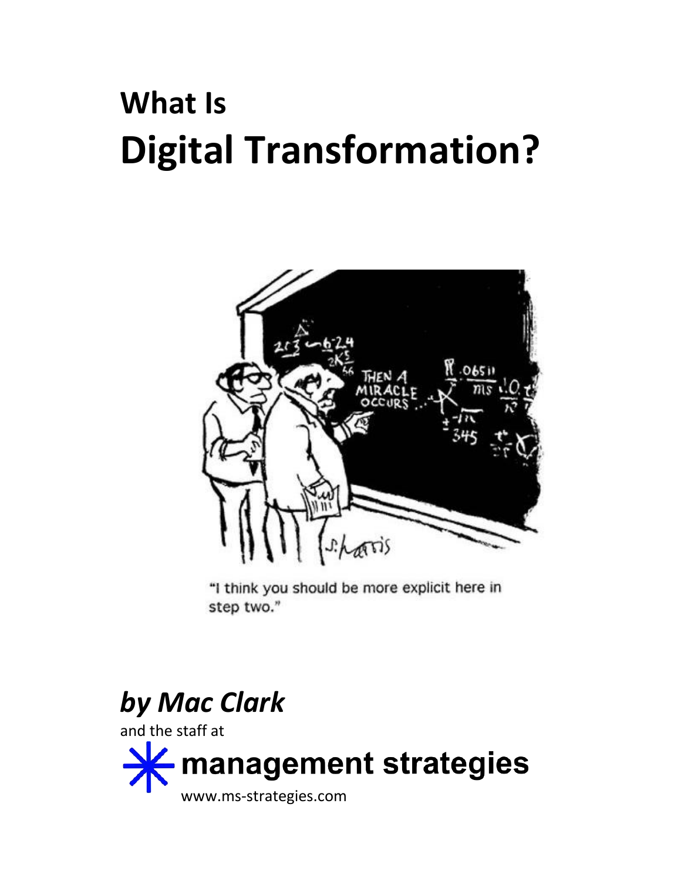# What Is
# Digital Transformation?

"I think you should be more explicit here in step two."

***by Mac Clark***

and the staff at

**management strategies**

www.ms-strategies.com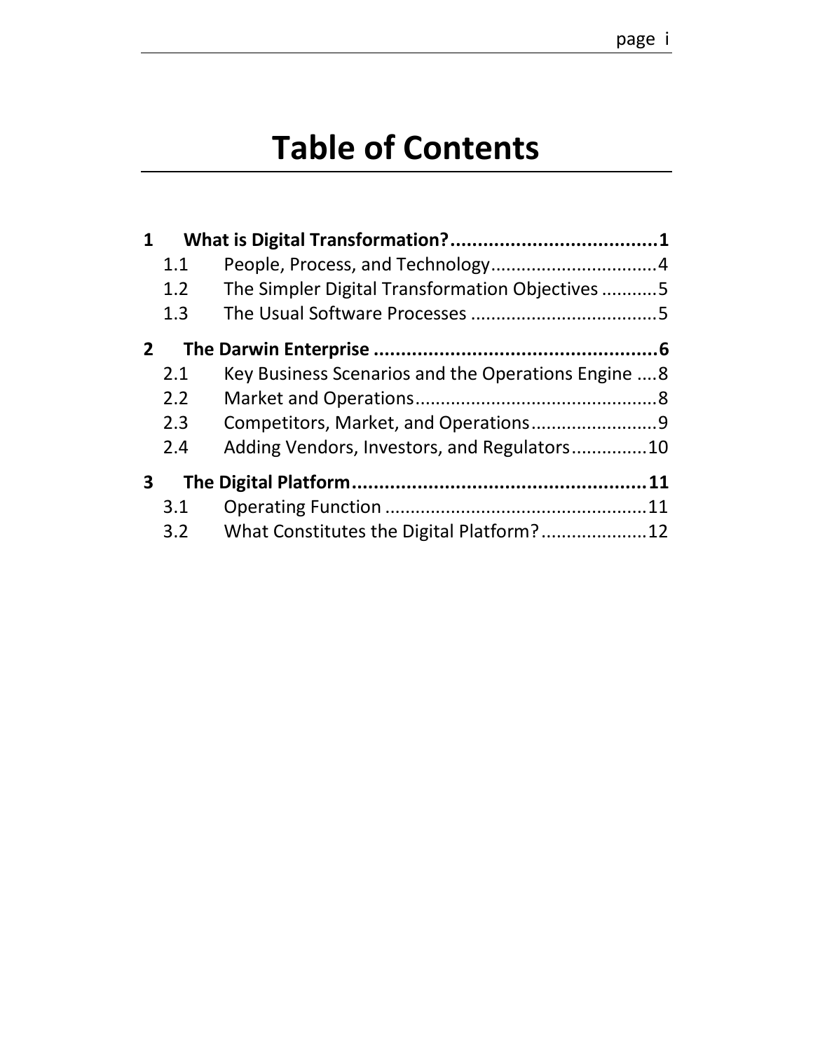# Table of Contents

**1 What is Digital Transformation? ..................................... 1**

- 1.1 People, Process, and Technology ................................ 4
- 1.2 The Simpler Digital Transformation Objectives ........... 5
- 1.3 The Usual Software Processes .................................... 5

**2 The Darwin Enterprise ..................................................... 6**

- 2.1 Key Business Scenarios and the Operations Engine .... 8
- 2.2 Market and Operations ................................................ 8
- 2.3 Competitors, Market, and Operations ......................... 9
- 2.4 Adding Vendors, Investors, and Regulators ............... 10

**3 The Digital Platform ...................................................... 11**

- 3.1 Operating Function .................................................... 11
- 3.2 What Constitutes the Digital Platform? ..................... 12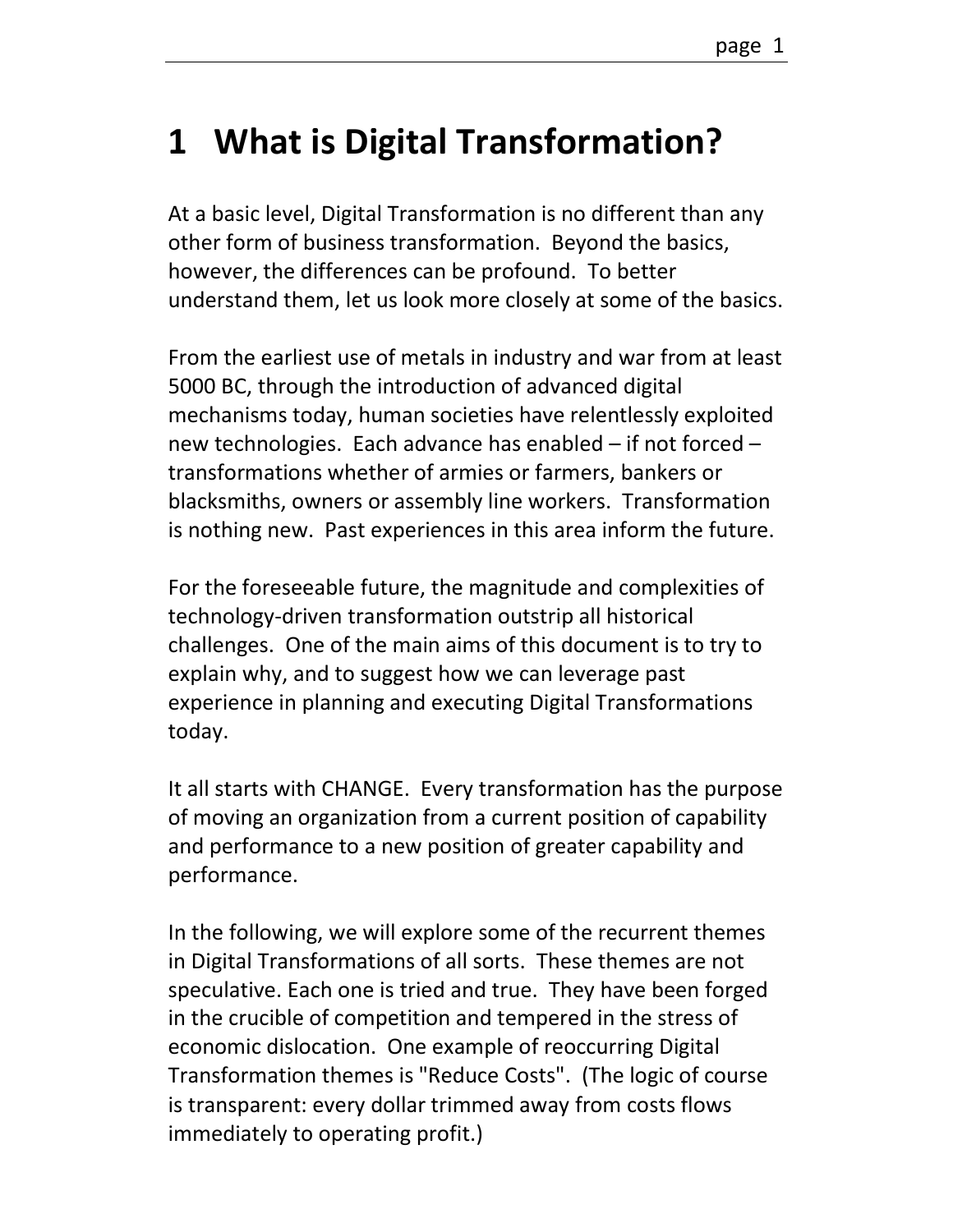# 1 What is Digital Transformation?

At a basic level, Digital Transformation is no different than any other form of business transformation. Beyond the basics, however, the differences can be profound. To better understand them, let us look more closely at some of the basics.

From the earliest use of metals in industry and war from at least 5000 BC, through the introduction of advanced digital mechanisms today, human societies have relentlessly exploited new technologies. Each advance has enabled – if not forced – transformations whether of armies or farmers, bankers or blacksmiths, owners or assembly line workers. Transformation is nothing new. Past experiences in this area inform the future.

For the foreseeable future, the magnitude and complexities of technology-driven transformation outstrip all historical challenges. One of the main aims of this document is to try to explain why, and to suggest how we can leverage past experience in planning and executing Digital Transformations today.

It all starts with CHANGE. Every transformation has the purpose of moving an organization from a current position of capability and performance to a new position of greater capability and performance.

In the following, we will explore some of the recurrent themes in Digital Transformations of all sorts. These themes are not speculative. Each one is tried and true. They have been forged in the crucible of competition and tempered in the stress of economic dislocation. One example of reoccurring Digital Transformation themes is "Reduce Costs". (The logic of course is transparent: every dollar trimmed away from costs flows immediately to operating profit.)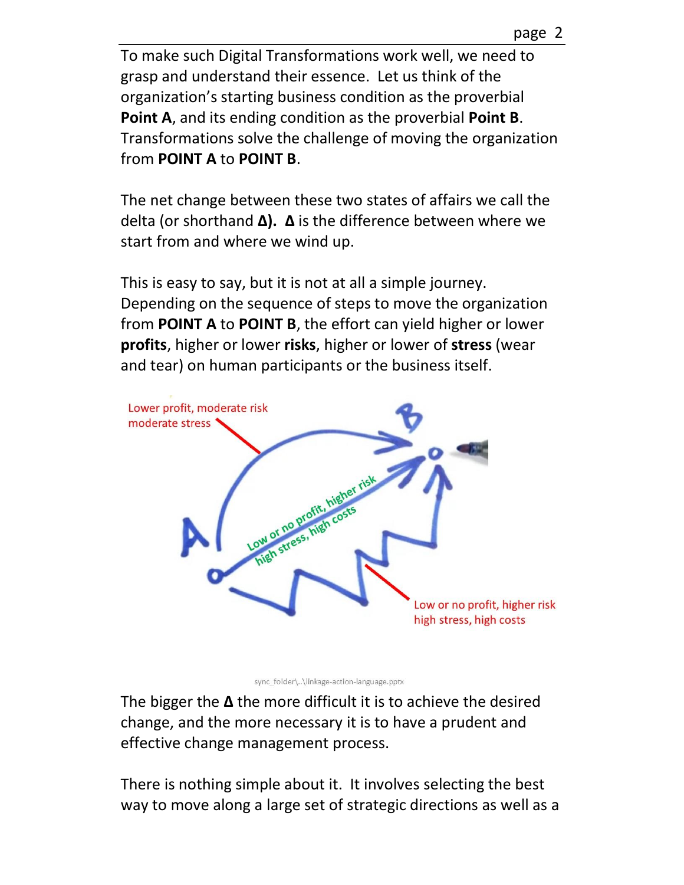To make such Digital Transformations work well, we need to grasp and understand their essence. Let us think of the organization's starting business condition as the proverbial **Point A**, and its ending condition as the proverbial **Point B**. Transformations solve the challenge of moving the organization from **POINT A** to **POINT B**.

The net change between these two states of affairs we call the delta (or shorthand **Δ). Δ** is the difference between where we start from and where we wind up.

This is easy to say, but it is not at all a simple journey. Depending on the sequence of steps to move the organization from **POINT A** to **POINT B**, the effort can yield higher or lower **profits**, higher or lower **risks**, higher or lower of **stress** (wear and tear) on human participants or the business itself.

Lower profit, moderate risk
moderate stress

Low or no profit, higher risk
high stress, high costs

Low or no profit, higher risk
high stress, high costs

sync_folder\..\linkage-action-language.pptx

The bigger the **Δ** the more difficult it is to achieve the desired change, and the more necessary it is to have a prudent and effective change management process.

There is nothing simple about it. It involves selecting the best way to move along a large set of strategic directions as well as a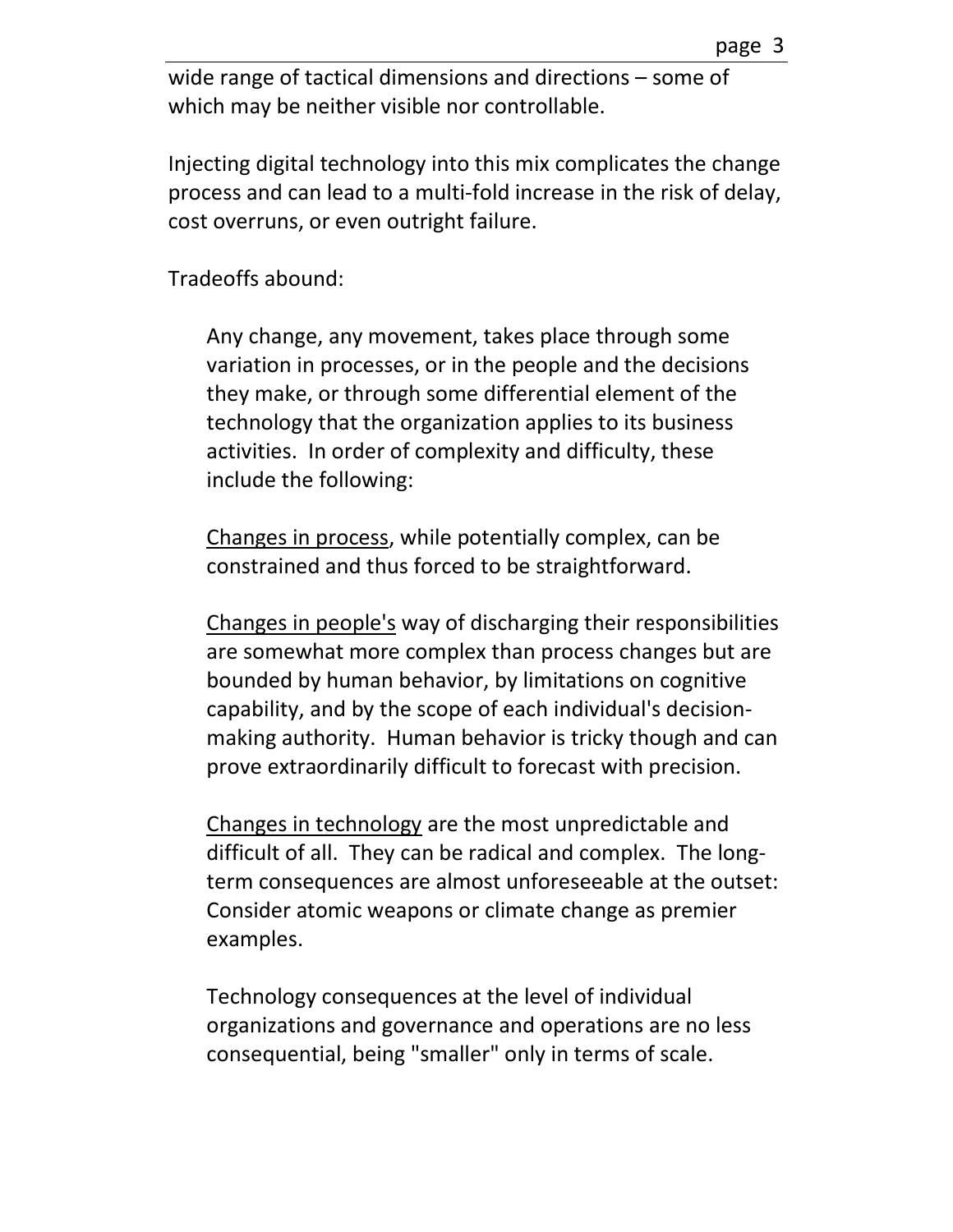wide range of tactical dimensions and directions – some of which may be neither visible nor controllable.

Injecting digital technology into this mix complicates the change process and can lead to a multi-fold increase in the risk of delay, cost overruns, or even outright failure.

Tradeoffs abound:

> Any change, any movement, takes place through some variation in processes, or in the people and the decisions they make, or through some differential element of the technology that the organization applies to its business activities. In order of complexity and difficulty, these include the following:
>
> <u>Changes in process</u>, while potentially complex, can be constrained and thus forced to be straightforward.
>
> <u>Changes in people's</u> way of discharging their responsibilities are somewhat more complex than process changes but are bounded by human behavior, by limitations on cognitive capability, and by the scope of each individual's decision-making authority. Human behavior is tricky though and can prove extraordinarily difficult to forecast with precision.
>
> <u>Changes in technology</u> are the most unpredictable and difficult of all. They can be radical and complex. The long-term consequences are almost unforeseeable at the outset: Consider atomic weapons or climate change as premier examples.
>
> Technology consequences at the level of individual organizations and governance and operations are no less consequential, being "smaller" only in terms of scale.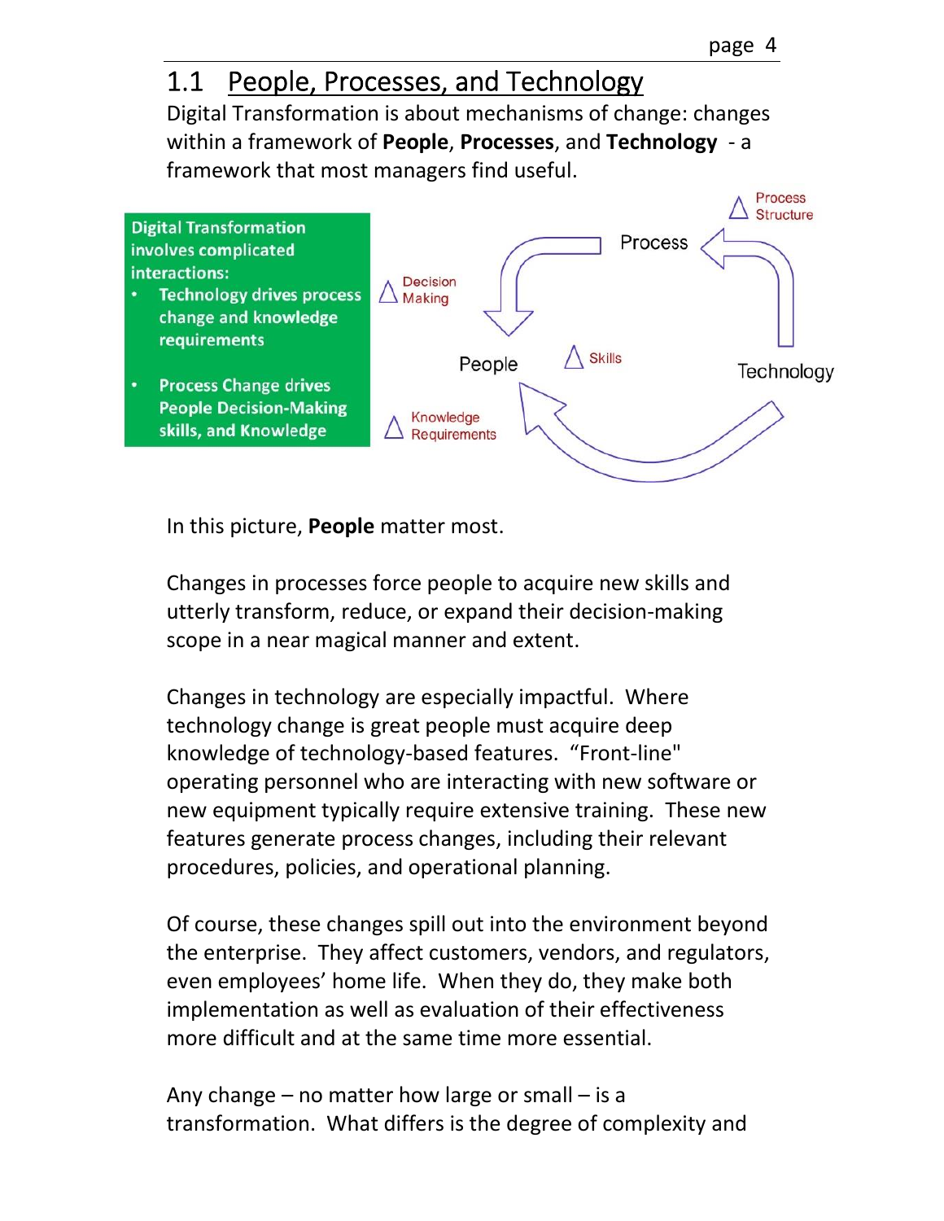## 1.1 People, Processes, and Technology

Digital Transformation is about mechanisms of change: changes within a framework of **People**, **Processes**, and **Technology** - a framework that most managers find useful.

**Digital Transformation involves complicated interactions:**

- **Technology drives process change and knowledge requirements**
- **Process Change drives People Decision-Making skills, and Knowledge**

Process

△ Process Structure

△ Decision Making

People

△ Skills

Technology

△ Knowledge Requirements

In this picture, **People** matter most.

Changes in processes force people to acquire new skills and utterly transform, reduce, or expand their decision-making scope in a near magical manner and extent.

Changes in technology are especially impactful. Where technology change is great people must acquire deep knowledge of technology-based features. “Front-line" operating personnel who are interacting with new software or new equipment typically require extensive training. These new features generate process changes, including their relevant procedures, policies, and operational planning.

Of course, these changes spill out into the environment beyond the enterprise. They affect customers, vendors, and regulators, even employees’ home life. When they do, they make both implementation as well as evaluation of their effectiveness more difficult and at the same time more essential.

Any change – no matter how large or small – is a transformation. What differs is the degree of complexity and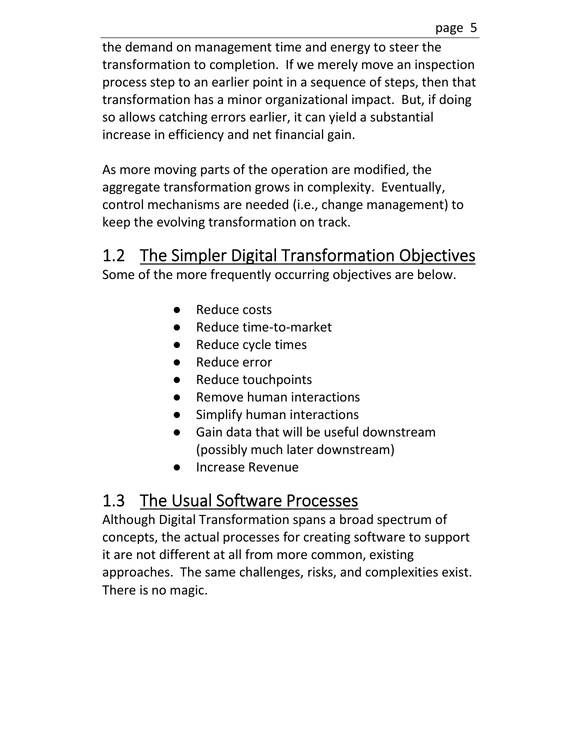the demand on management time and energy to steer the transformation to completion. If we merely move an inspection process step to an earlier point in a sequence of steps, then that transformation has a minor organizational impact. But, if doing so allows catching errors earlier, it can yield a substantial increase in efficiency and net financial gain.

As more moving parts of the operation are modified, the aggregate transformation grows in complexity. Eventually, control mechanisms are needed (i.e., change management) to keep the evolving transformation on track.

## 1.2 The Simpler Digital Transformation Objectives

Some of the more frequently occurring objectives are below.

- Reduce costs
- Reduce time-to-market
- Reduce cycle times
- Reduce error
- Reduce touchpoints
- Remove human interactions
- Simplify human interactions
- Gain data that will be useful downstream (possibly much later downstream)
- Increase Revenue

## 1.3 The Usual Software Processes

Although Digital Transformation spans a broad spectrum of concepts, the actual processes for creating software to support it are not different at all from more common, existing approaches. The same challenges, risks, and complexities exist. There is no magic.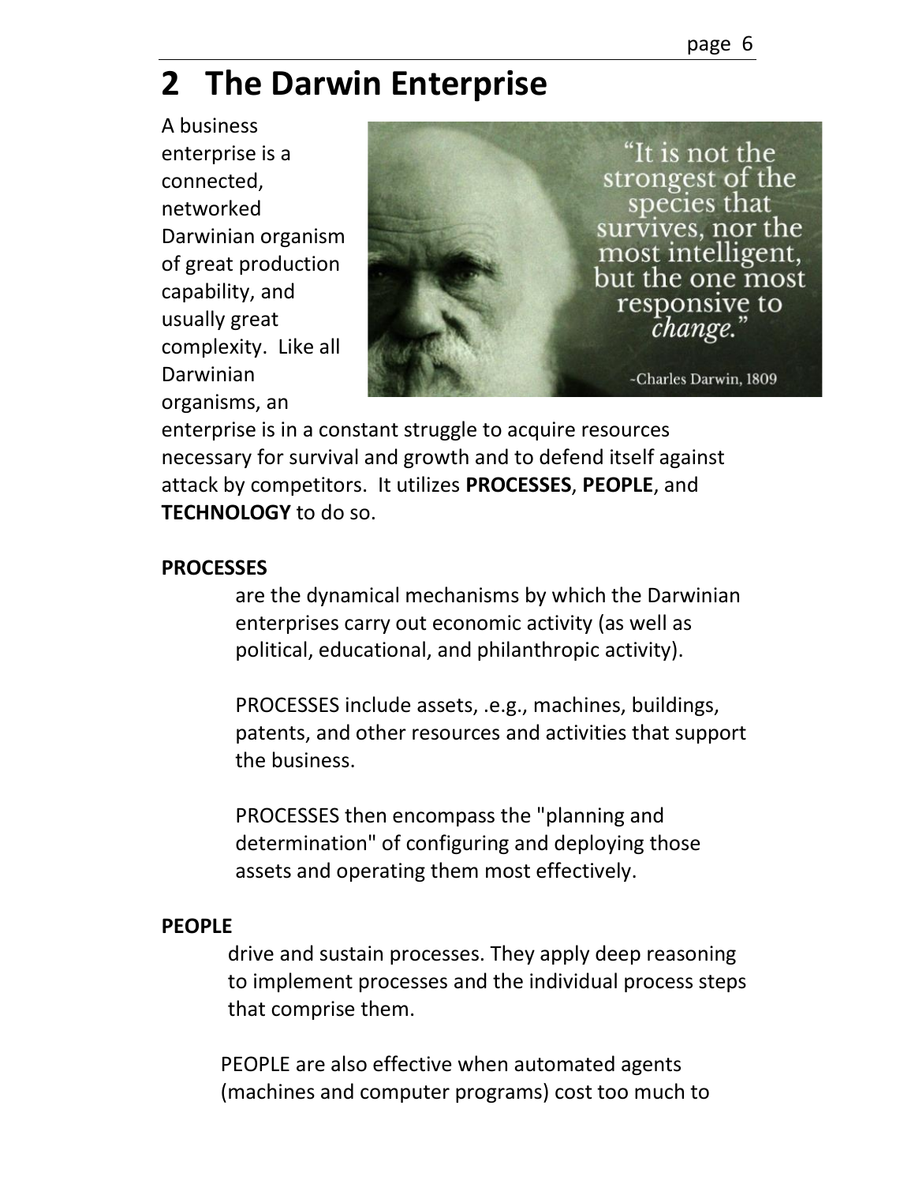## 2 The Darwin Enterprise

A business enterprise is a connected, networked Darwinian organism of great production capability, and usually great complexity. Like all Darwinian organisms, an enterprise is in a constant struggle to acquire resources necessary for survival and growth and to defend itself against attack by competitors. It utilizes **PROCESSES**, **PEOPLE**, and **TECHNOLOGY** to do so.

**PROCESSES**

are the dynamical mechanisms by which the Darwinian enterprises carry out economic activity (as well as political, educational, and philanthropic activity).

PROCESSES include assets, .e.g., machines, buildings, patents, and other resources and activities that support the business.

PROCESSES then encompass the "planning and determination" of configuring and deploying those assets and operating them most effectively.

**PEOPLE**

drive and sustain processes. They apply deep reasoning to implement processes and the individual process steps that comprise them.

PEOPLE are also effective when automated agents (machines and computer programs) cost too much to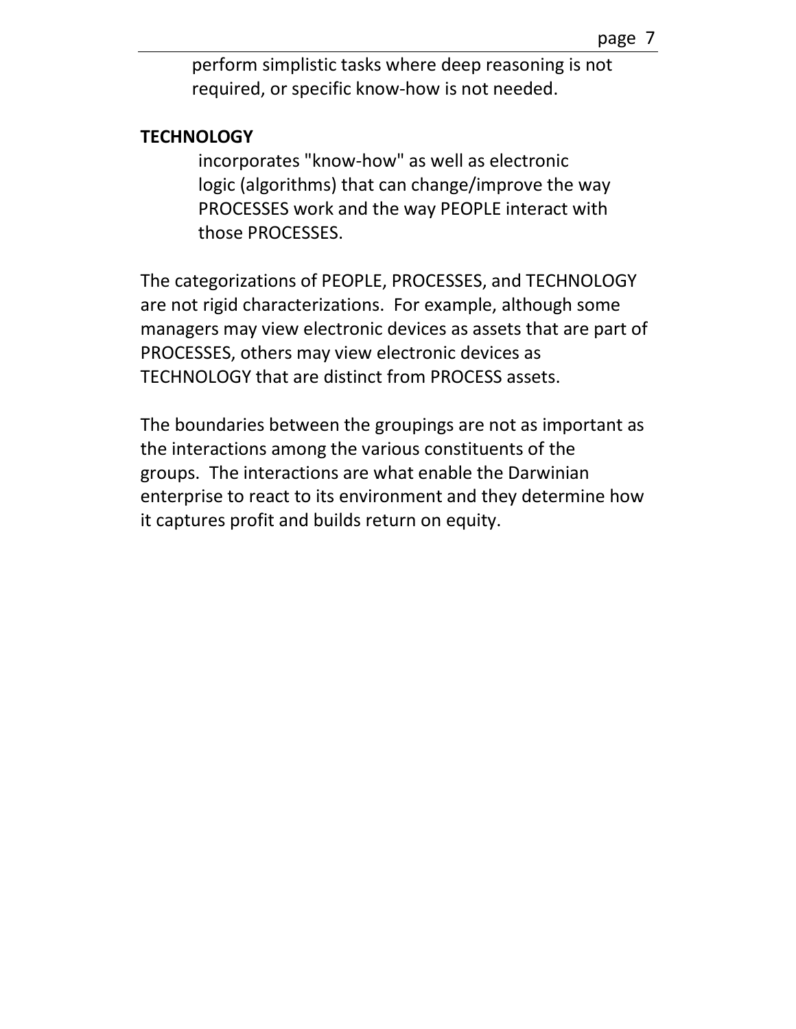perform simplistic tasks where deep reasoning is not required, or specific know-how is not needed.

**TECHNOLOGY**

incorporates "know-how" as well as electronic logic (algorithms) that can change/improve the way PROCESSES work and the way PEOPLE interact with those PROCESSES.

The categorizations of PEOPLE, PROCESSES, and TECHNOLOGY are not rigid characterizations. For example, although some managers may view electronic devices as assets that are part of PROCESSES, others may view electronic devices as TECHNOLOGY that are distinct from PROCESS assets.

The boundaries between the groupings are not as important as the interactions among the various constituents of the groups. The interactions are what enable the Darwinian enterprise to react to its environment and they determine how it captures profit and builds return on equity.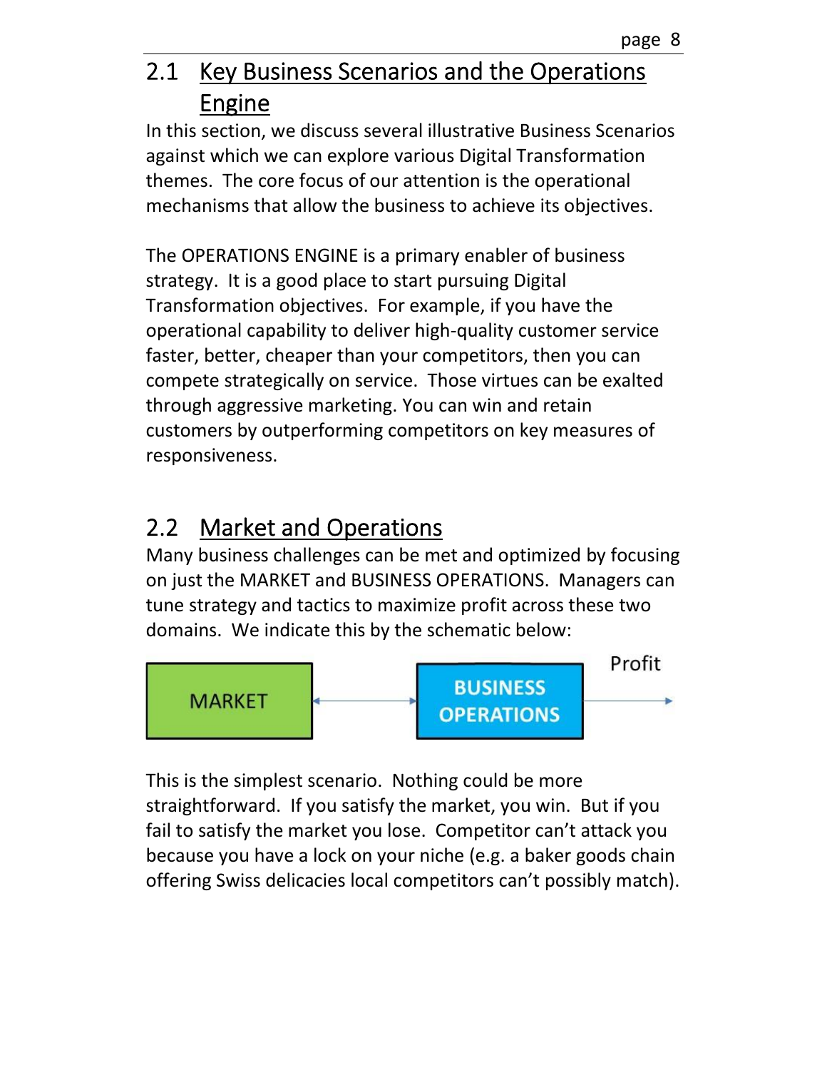## 2.1 Key Business Scenarios and the Operations Engine

In this section, we discuss several illustrative Business Scenarios against which we can explore various Digital Transformation themes. The core focus of our attention is the operational mechanisms that allow the business to achieve its objectives.

The OPERATIONS ENGINE is a primary enabler of business strategy. It is a good place to start pursuing Digital Transformation objectives. For example, if you have the operational capability to deliver high-quality customer service faster, better, cheaper than your competitors, then you can compete strategically on service. Those virtues can be exalted through aggressive marketing. You can win and retain customers by outperforming competitors on key measures of responsiveness.

## 2.2 Market and Operations

Many business challenges can be met and optimized by focusing on just the MARKET and BUSINESS OPERATIONS. Managers can tune strategy and tactics to maximize profit across these two domains. We indicate this by the schematic below:

MARKET ↔ BUSINESS OPERATIONS → Profit

This is the simplest scenario. Nothing could be more straightforward. If you satisfy the market, you win. But if you fail to satisfy the market you lose. Competitor can't attack you because you have a lock on your niche (e.g. a baker goods chain offering Swiss delicacies local competitors can't possibly match).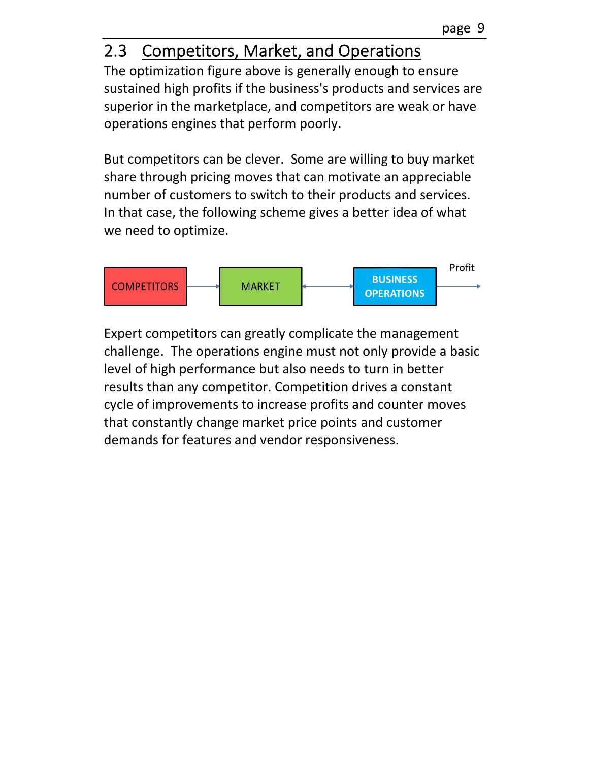## 2.3 Competitors, Market, and Operations

The optimization figure above is generally enough to ensure sustained high profits if the business's products and services are superior in the marketplace, and competitors are weak or have operations engines that perform poorly.

But competitors can be clever. Some are willing to buy market share through pricing moves that can motivate an appreciable number of customers to switch to their products and services. In that case, the following scheme gives a better idea of what we need to optimize.

COMPETITORS → MARKET ↔ BUSINESS OPERATIONS → Profit

Expert competitors can greatly complicate the management challenge. The operations engine must not only provide a basic level of high performance but also needs to turn in better results than any competitor. Competition drives a constant cycle of improvements to increase profits and counter moves that constantly change market price points and customer demands for features and vendor responsiveness.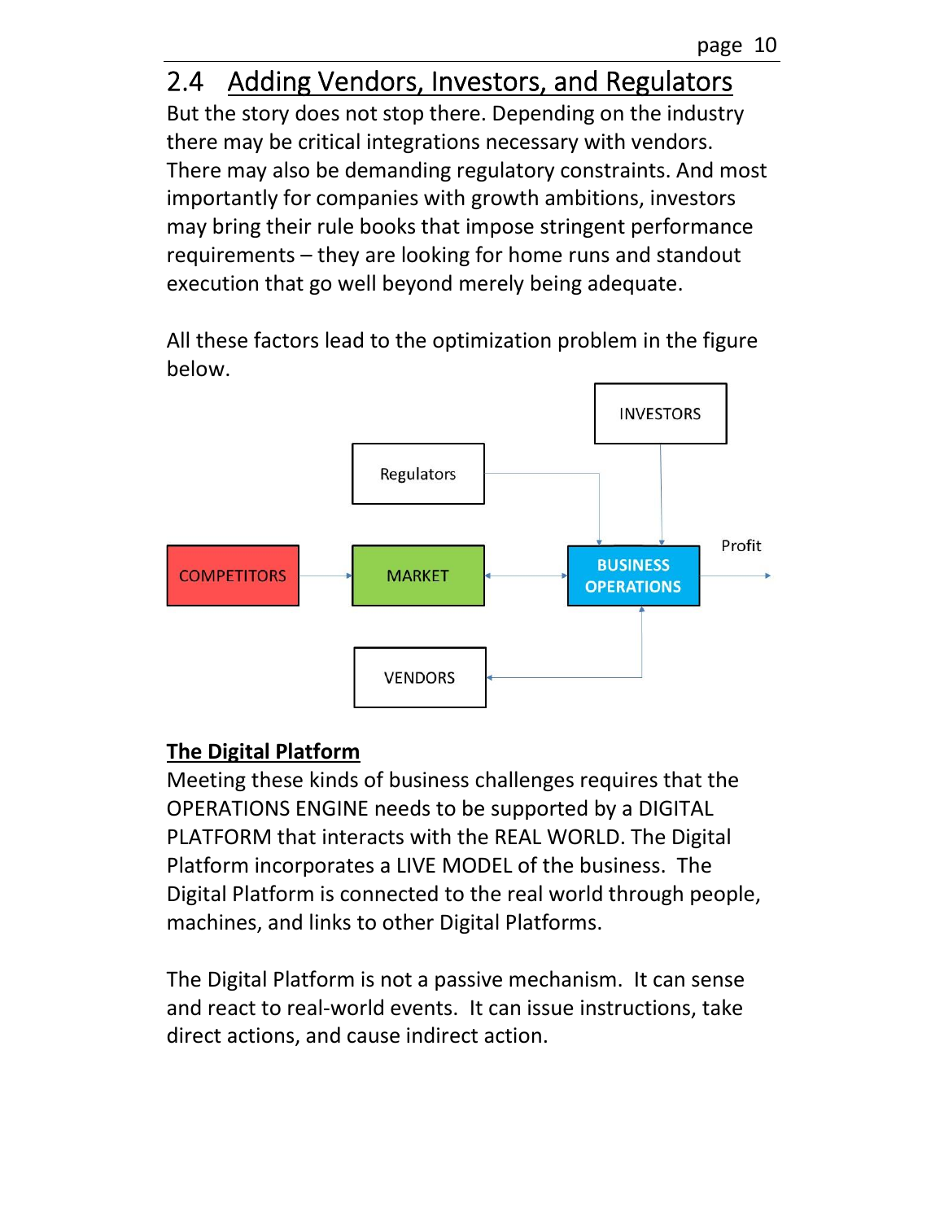## 2.4 Adding Vendors, Investors, and Regulators

But the story does not stop there. Depending on the industry there may be critical integrations necessary with vendors. There may also be demanding regulatory constraints. And most importantly for companies with growth ambitions, investors may bring their rule books that impose stringent performance requirements – they are looking for home runs and standout execution that go well beyond merely being adequate.

All these factors lead to the optimization problem in the figure below.

INVESTORS

Regulators

COMPETITORS → MARKET ↔ BUSINESS OPERATIONS → Profit

VENDORS

**The Digital Platform**

Meeting these kinds of business challenges requires that the OPERATIONS ENGINE needs to be supported by a DIGITAL PLATFORM that interacts with the REAL WORLD. The Digital Platform incorporates a LIVE MODEL of the business. The Digital Platform is connected to the real world through people, machines, and links to other Digital Platforms.

The Digital Platform is not a passive mechanism. It can sense and react to real-world events. It can issue instructions, take direct actions, and cause indirect action.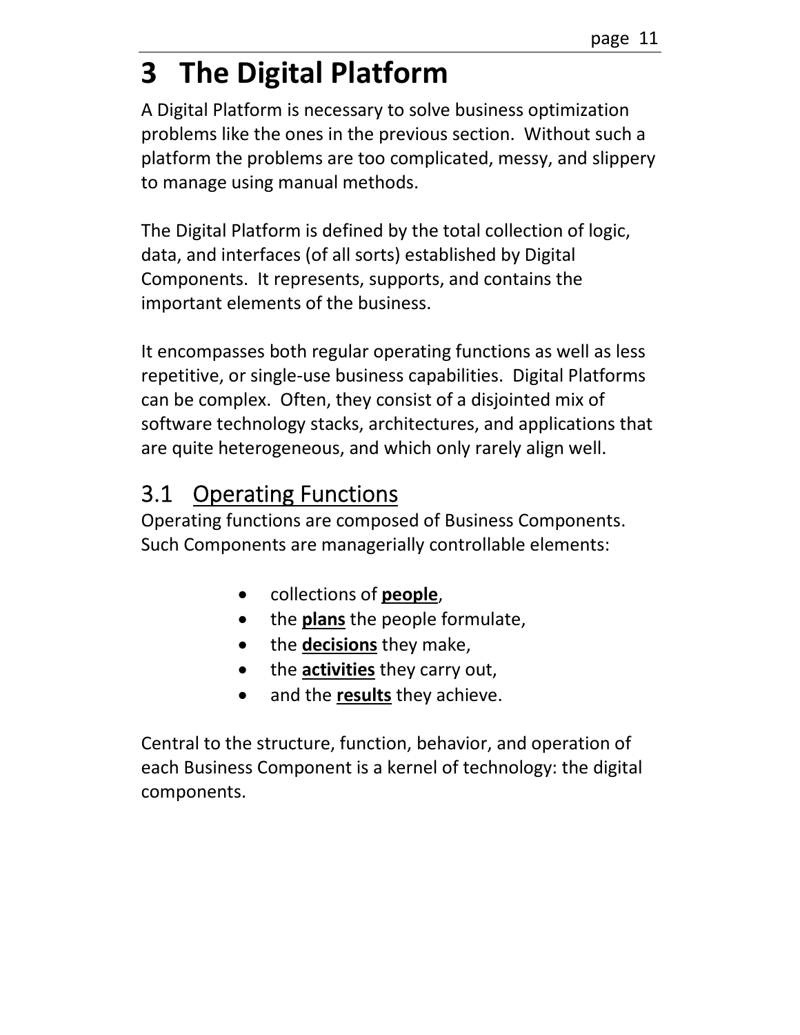# 3 The Digital Platform

A Digital Platform is necessary to solve business optimization problems like the ones in the previous section. Without such a platform the problems are too complicated, messy, and slippery to manage using manual methods.

The Digital Platform is defined by the total collection of logic, data, and interfaces (of all sorts) established by Digital Components. It represents, supports, and contains the important elements of the business.

It encompasses both regular operating functions as well as less repetitive, or single-use business capabilities. Digital Platforms can be complex. Often, they consist of a disjointed mix of software technology stacks, architectures, and applications that are quite heterogeneous, and which only rarely align well.

## 3.1 Operating Functions

Operating functions are composed of Business Components. Such Components are managerially controllable elements:

- collections of **people**,
- the **plans** the people formulate,
- the **decisions** they make,
- the **activities** they carry out,
- and the **results** they achieve.

Central to the structure, function, behavior, and operation of each Business Component is a kernel of technology: the digital components.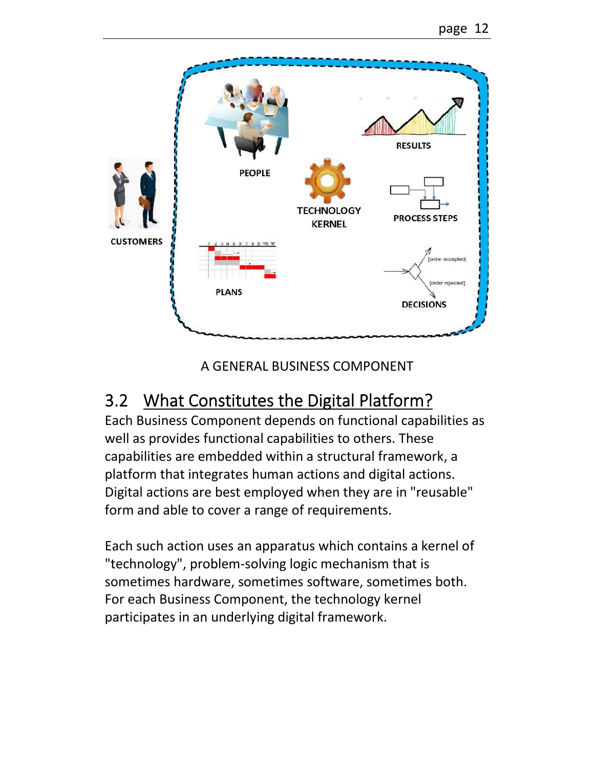A GENERAL BUSINESS COMPONENT

## 3.2 What Constitutes the Digital Platform?

Each Business Component depends on functional capabilities as well as provides functional capabilities to others. These capabilities are embedded within a structural framework, a platform that integrates human actions and digital actions. Digital actions are best employed when they are in "reusable" form and able to cover a range of requirements.

Each such action uses an apparatus which contains a kernel of "technology", problem-solving logic mechanism that is sometimes hardware, sometimes software, sometimes both. For each Business Component, the technology kernel participates in an underlying digital framework.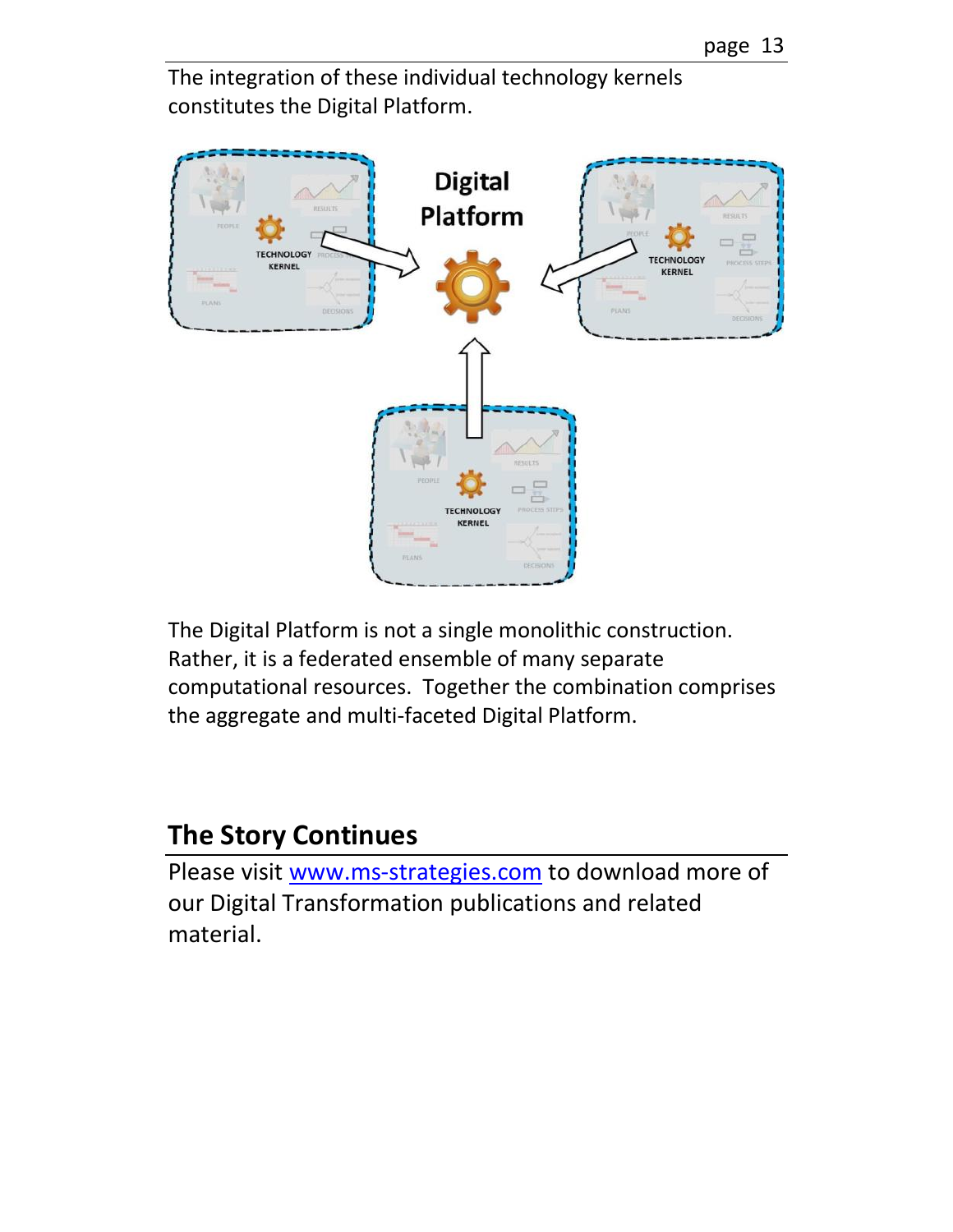The integration of these individual technology kernels constitutes the Digital Platform.

The Digital Platform is not a single monolithic construction. Rather, it is a federated ensemble of many separate computational resources. Together the combination comprises the aggregate and multi-faceted Digital Platform.

## The Story Continues

Please visit [www.ms-strategies.com](http://www.ms-strategies.com) to download more of our Digital Transformation publications and related material.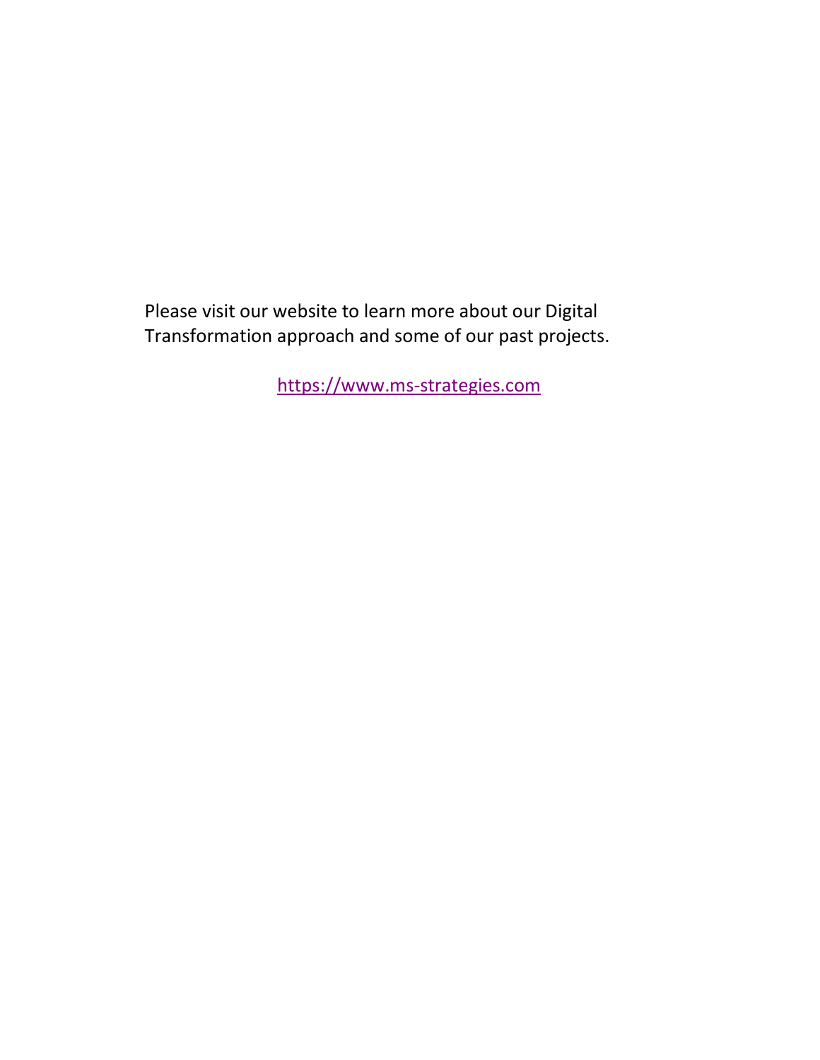Please visit our website to learn more about our Digital Transformation approach and some of our past projects.

https://www.ms-strategies.com